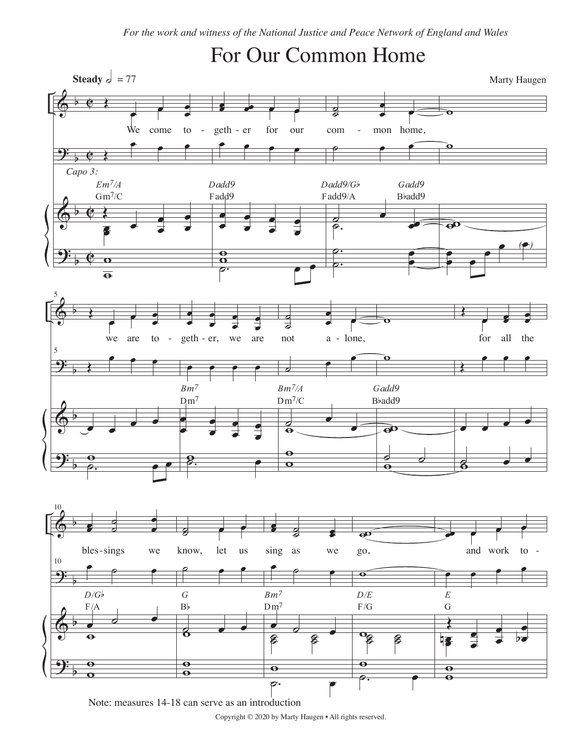*For the work and witness of the National Justice and Peace Network of England and Wales*

# For Our Common Home

**Steady** 𝅗𝅥 = 77

Marty Haugen

*Capo 3:*

We come to - geth - er for our com - mon home,

we are to - geth - er, we are not a - lone,

for all the bles - sings we know, let us sing as we go,

and work to -

Note: measures 14-18 can serve as an introduction

Copyright © 2020 by Marty Haugen • All rights reserved.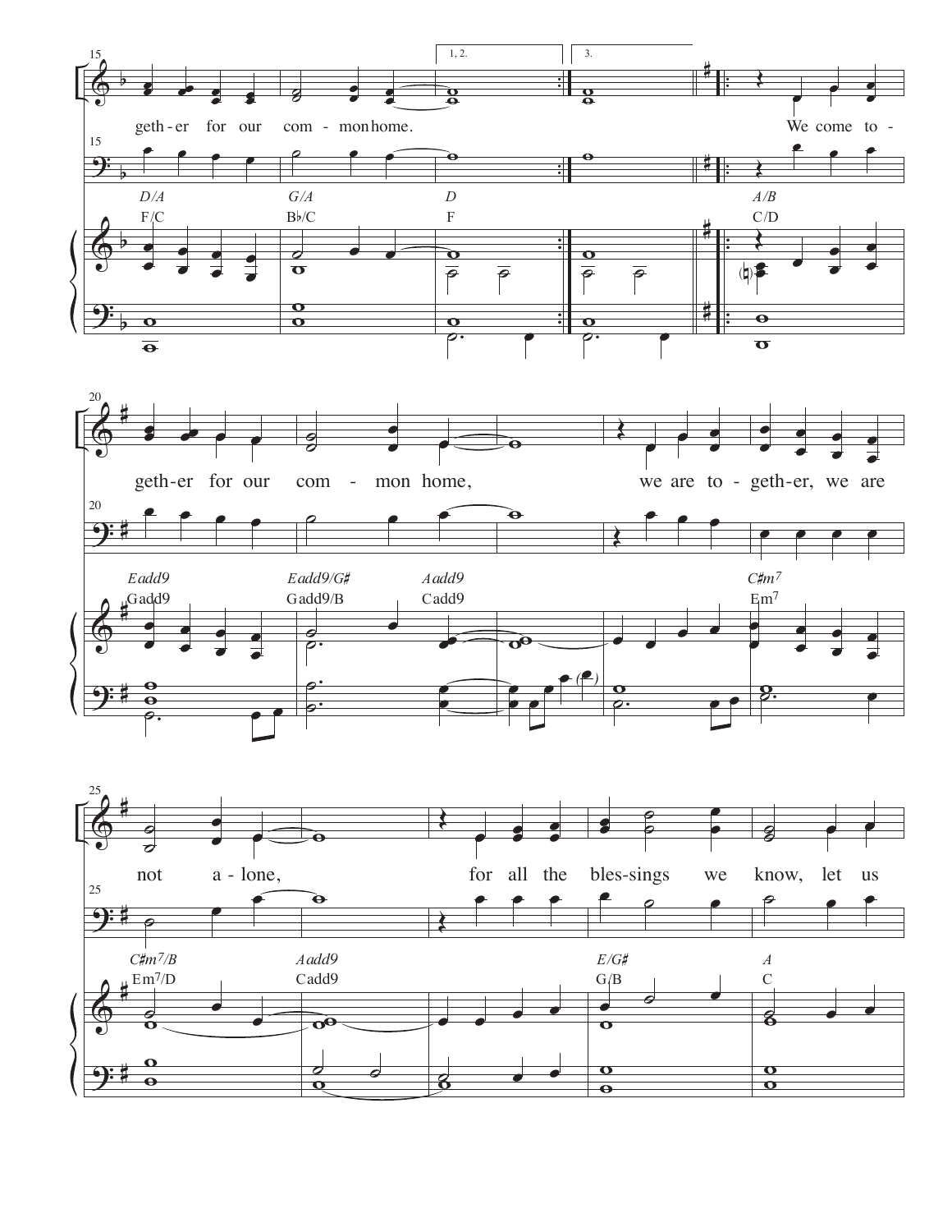15

1, 2. | 3.

geth-er for our com-mon home. We come to-

*D/A* F/C *G/A* B♭/C *D* F *A/B* C/D

20

geth-er for our com - mon home, we are to-geth-er, we are

*Eadd9* Gadd9 *Eadd9/G♯* Gadd9/B *Aadd9* Cadd9 *C♯m7* Em7

25

not a-lone, for all the bles-sings we know, let us

*C♯m7/B* Em7/D *Aadd9* Cadd9 *E/G♯* G/B *A* C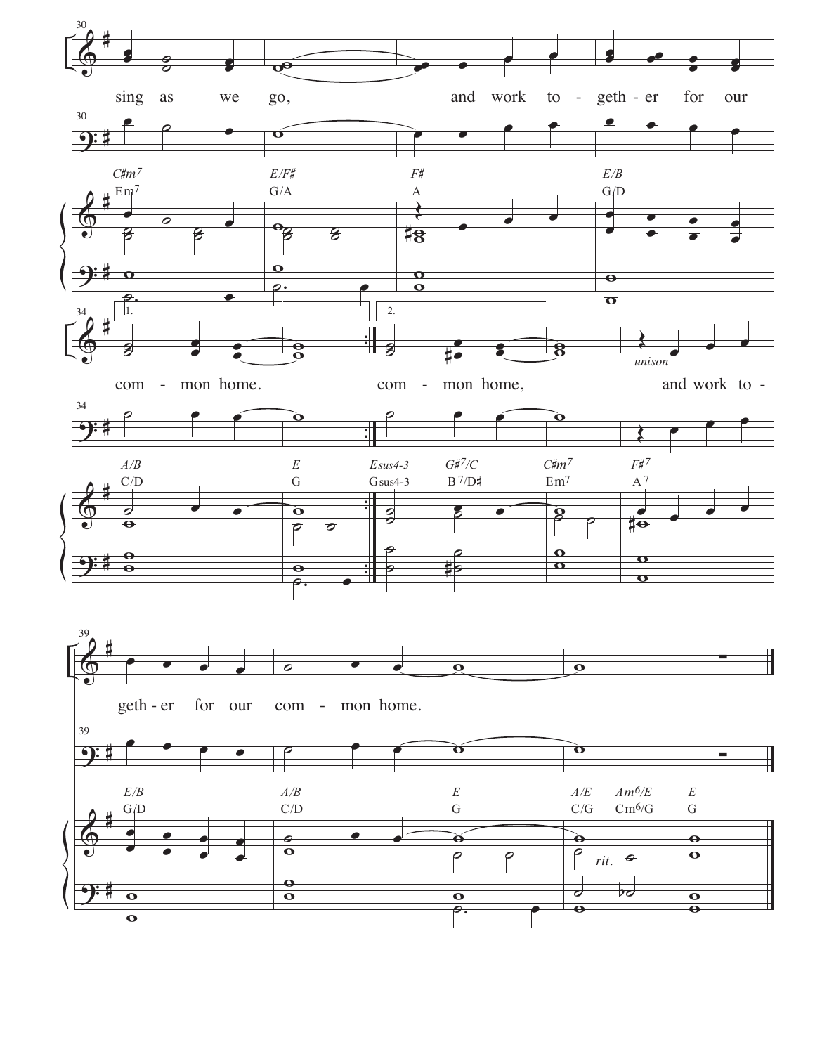30

sing as we go, and work to - geth - er for our

C♯m7 Em7 — E/F♯ G/A — F♯ A — E/B G/D

34

1. com - mon home. 2. com - mon home, *unison* and work to -

A/B C/D — E G — Esus4-3 Gsus4-3 — G♯7/C B7/D♯ — C♯m7 Em7 — F♯7 A7

39

geth - er for our com - mon home.

E/B G/D — A/B C/D — E G — A/E C/G — Am6/E Cm6/G — E G

*rit.*